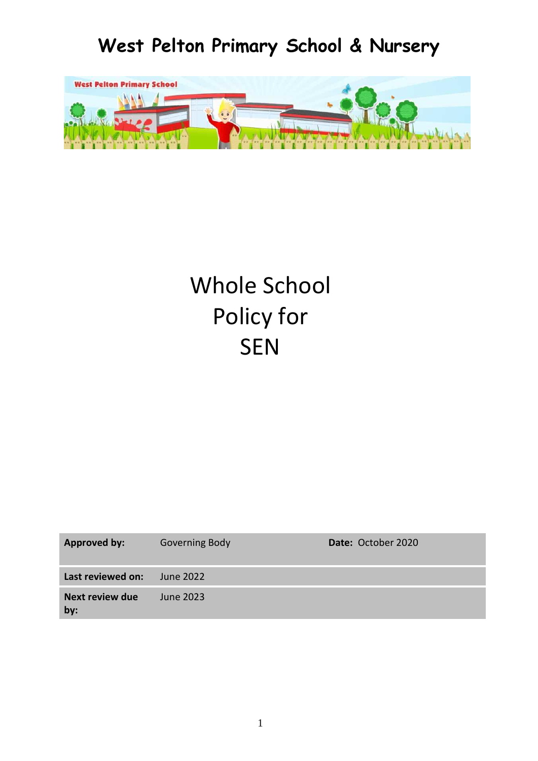# West Pelton Primary School & Nursery

# Whole School Policy for SEN

| **Approved by:** | Governing Body | **Date:** October 2020 |
|---|---|---|
| **Last reviewed on:** | June 2022 | |
| **Next review due by:** | June 2023 | |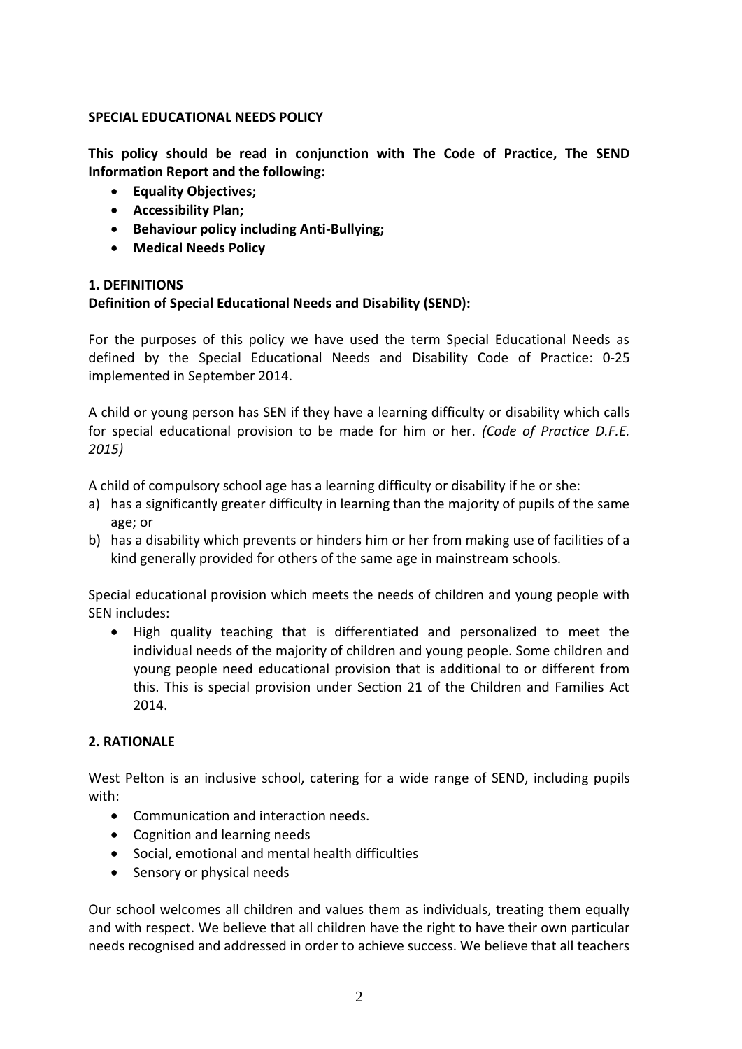**SPECIAL EDUCATIONAL NEEDS POLICY**

**This policy should be read in conjunction with The Code of Practice, The SEND Information Report and the following:**

- **Equality Objectives;**
- **Accessibility Plan;**
- **Behaviour policy including Anti-Bullying;**
- **Medical Needs Policy**

**1. DEFINITIONS**

**Definition of Special Educational Needs and Disability (SEND):**

For the purposes of this policy we have used the term Special Educational Needs as defined by the Special Educational Needs and Disability Code of Practice: 0-25 implemented in September 2014.

A child or young person has SEN if they have a learning difficulty or disability which calls for special educational provision to be made for him or her. *(Code of Practice D.F.E. 2015)*

A child of compulsory school age has a learning difficulty or disability if he or she:

a) has a significantly greater difficulty in learning than the majority of pupils of the same age; or
b) has a disability which prevents or hinders him or her from making use of facilities of a kind generally provided for others of the same age in mainstream schools.

Special educational provision which meets the needs of children and young people with SEN includes:

- High quality teaching that is differentiated and personalized to meet the individual needs of the majority of children and young people. Some children and young people need educational provision that is additional to or different from this. This is special provision under Section 21 of the Children and Families Act 2014.

**2. RATIONALE**

West Pelton is an inclusive school, catering for a wide range of SEND, including pupils with:

- Communication and interaction needs.
- Cognition and learning needs
- Social, emotional and mental health difficulties
- Sensory or physical needs

Our school welcomes all children and values them as individuals, treating them equally and with respect. We believe that all children have the right to have their own particular needs recognised and addressed in order to achieve success. We believe that all teachers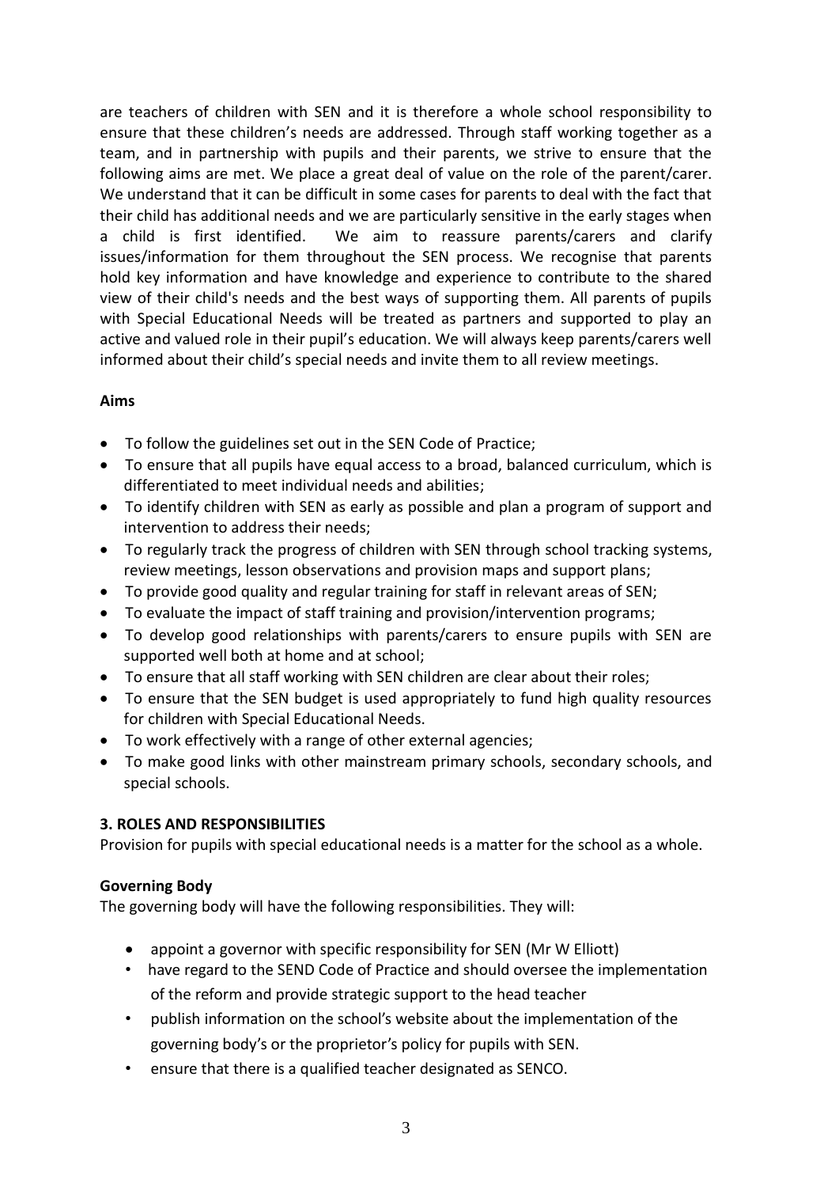are teachers of children with SEN and it is therefore a whole school responsibility to ensure that these children's needs are addressed. Through staff working together as a team, and in partnership with pupils and their parents, we strive to ensure that the following aims are met. We place a great deal of value on the role of the parent/carer. We understand that it can be difficult in some cases for parents to deal with the fact that their child has additional needs and we are particularly sensitive in the early stages when a child is first identified. We aim to reassure parents/carers and clarify issues/information for them throughout the SEN process. We recognise that parents hold key information and have knowledge and experience to contribute to the shared view of their child's needs and the best ways of supporting them. All parents of pupils with Special Educational Needs will be treated as partners and supported to play an active and valued role in their pupil's education. We will always keep parents/carers well informed about their child's special needs and invite them to all review meetings.

**Aims**

- To follow the guidelines set out in the SEN Code of Practice;
- To ensure that all pupils have equal access to a broad, balanced curriculum, which is differentiated to meet individual needs and abilities;
- To identify children with SEN as early as possible and plan a program of support and intervention to address their needs;
- To regularly track the progress of children with SEN through school tracking systems, review meetings, lesson observations and provision maps and support plans;
- To provide good quality and regular training for staff in relevant areas of SEN;
- To evaluate the impact of staff training and provision/intervention programs;
- To develop good relationships with parents/carers to ensure pupils with SEN are supported well both at home and at school;
- To ensure that all staff working with SEN children are clear about their roles;
- To ensure that the SEN budget is used appropriately to fund high quality resources for children with Special Educational Needs.
- To work effectively with a range of other external agencies;
- To make good links with other mainstream primary schools, secondary schools, and special schools.

**3. ROLES AND RESPONSIBILITIES**

Provision for pupils with special educational needs is a matter for the school as a whole.

**Governing Body**

The governing body will have the following responsibilities. They will:

- appoint a governor with specific responsibility for SEN (Mr W Elliott)
- have regard to the SEND Code of Practice and should oversee the implementation of the reform and provide strategic support to the head teacher
- publish information on the school's website about the implementation of the governing body's or the proprietor's policy for pupils with SEN.
- ensure that there is a qualified teacher designated as SENCO.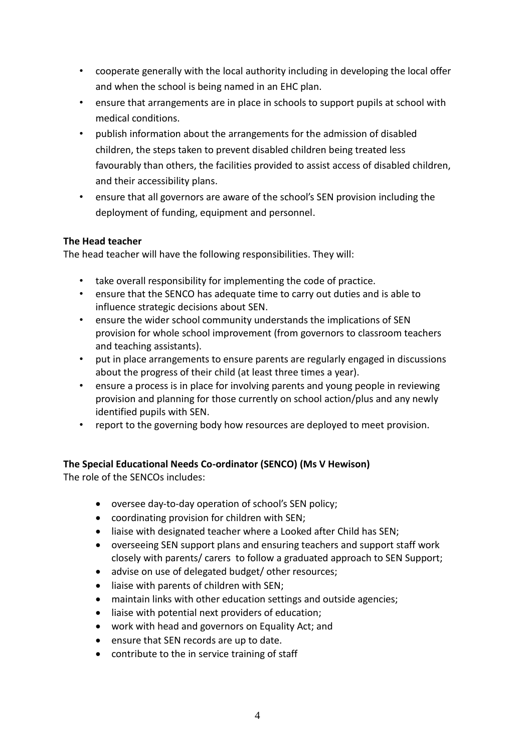- cooperate generally with the local authority including in developing the local offer and when the school is being named in an EHC plan.
- ensure that arrangements are in place in schools to support pupils at school with medical conditions.
- publish information about the arrangements for the admission of disabled children, the steps taken to prevent disabled children being treated less favourably than others, the facilities provided to assist access of disabled children, and their accessibility plans.
- ensure that all governors are aware of the school's SEN provision including the deployment of funding, equipment and personnel.

**The Head teacher**

The head teacher will have the following responsibilities. They will:

- take overall responsibility for implementing the code of practice.
- ensure that the SENCO has adequate time to carry out duties and is able to influence strategic decisions about SEN.
- ensure the wider school community understands the implications of SEN provision for whole school improvement (from governors to classroom teachers and teaching assistants).
- put in place arrangements to ensure parents are regularly engaged in discussions about the progress of their child (at least three times a year).
- ensure a process is in place for involving parents and young people in reviewing provision and planning for those currently on school action/plus and any newly identified pupils with SEN.
- report to the governing body how resources are deployed to meet provision.

**The Special Educational Needs Co-ordinator (SENCO) (Ms V Hewison)**

The role of the SENCOs includes:

- oversee day-to-day operation of school's SEN policy;
- coordinating provision for children with SEN;
- liaise with designated teacher where a Looked after Child has SEN;
- overseeing SEN support plans and ensuring teachers and support staff work closely with parents/ carers to follow a graduated approach to SEN Support;
- advise on use of delegated budget/ other resources;
- liaise with parents of children with SEN;
- maintain links with other education settings and outside agencies;
- liaise with potential next providers of education;
- work with head and governors on Equality Act; and
- ensure that SEN records are up to date.
- contribute to the in service training of staff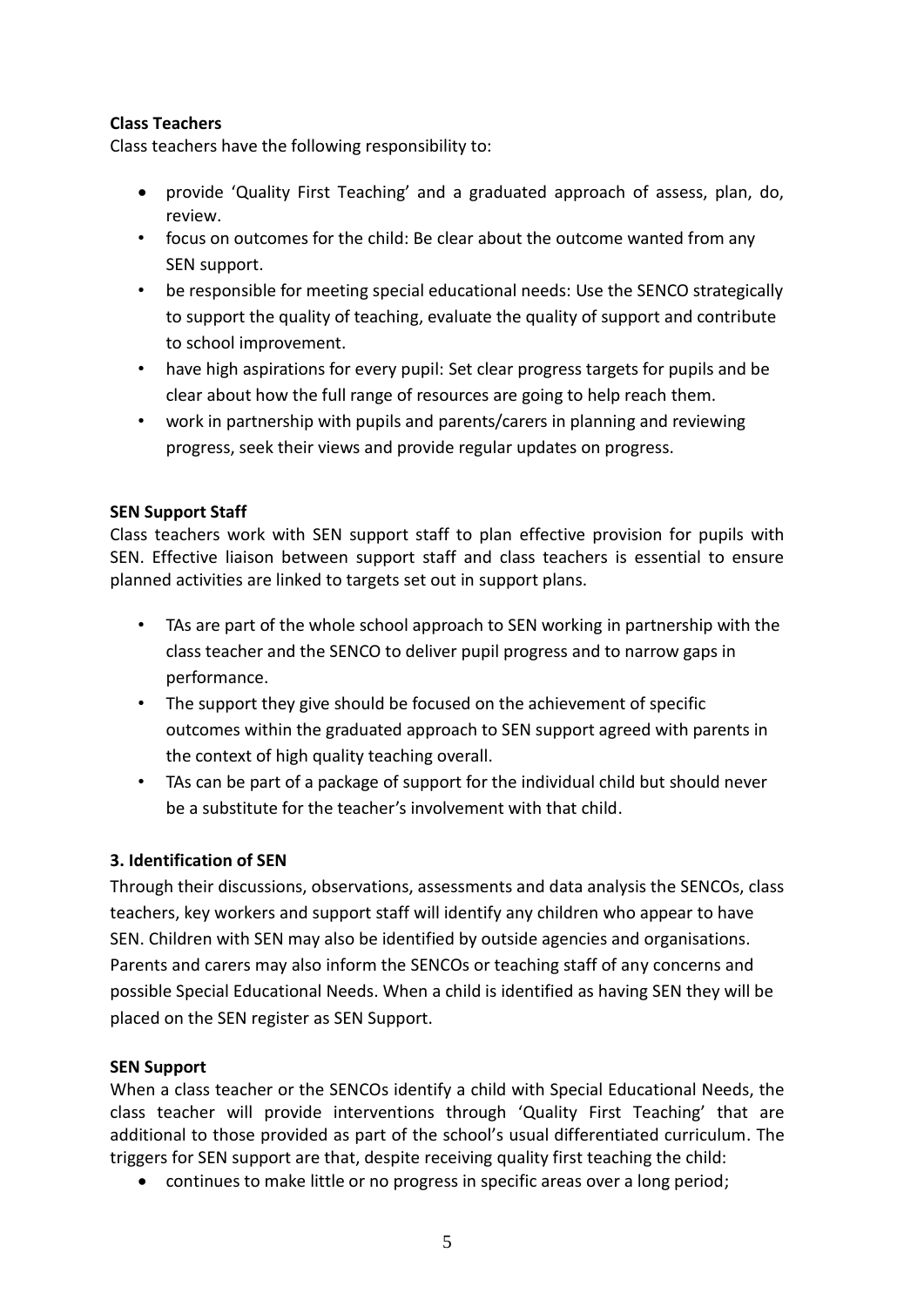**Class Teachers**

Class teachers have the following responsibility to:

- provide 'Quality First Teaching' and a graduated approach of assess, plan, do, review.
- focus on outcomes for the child: Be clear about the outcome wanted from any SEN support.
- be responsible for meeting special educational needs: Use the SENCO strategically to support the quality of teaching, evaluate the quality of support and contribute to school improvement.
- have high aspirations for every pupil: Set clear progress targets for pupils and be clear about how the full range of resources are going to help reach them.
- work in partnership with pupils and parents/carers in planning and reviewing progress, seek their views and provide regular updates on progress.

**SEN Support Staff**

Class teachers work with SEN support staff to plan effective provision for pupils with SEN. Effective liaison between support staff and class teachers is essential to ensure planned activities are linked to targets set out in support plans.

- TAs are part of the whole school approach to SEN working in partnership with the class teacher and the SENCO to deliver pupil progress and to narrow gaps in performance.
- The support they give should be focused on the achievement of specific outcomes within the graduated approach to SEN support agreed with parents in the context of high quality teaching overall.
- TAs can be part of a package of support for the individual child but should never be a substitute for the teacher's involvement with that child.

**3. Identification of SEN**

Through their discussions, observations, assessments and data analysis the SENCOs, class teachers, key workers and support staff will identify any children who appear to have SEN. Children with SEN may also be identified by outside agencies and organisations. Parents and carers may also inform the SENCOs or teaching staff of any concerns and possible Special Educational Needs. When a child is identified as having SEN they will be placed on the SEN register as SEN Support.

**SEN Support**

When a class teacher or the SENCOs identify a child with Special Educational Needs, the class teacher will provide interventions through 'Quality First Teaching' that are additional to those provided as part of the school's usual differentiated curriculum. The triggers for SEN support are that, despite receiving quality first teaching the child:

- continues to make little or no progress in specific areas over a long period;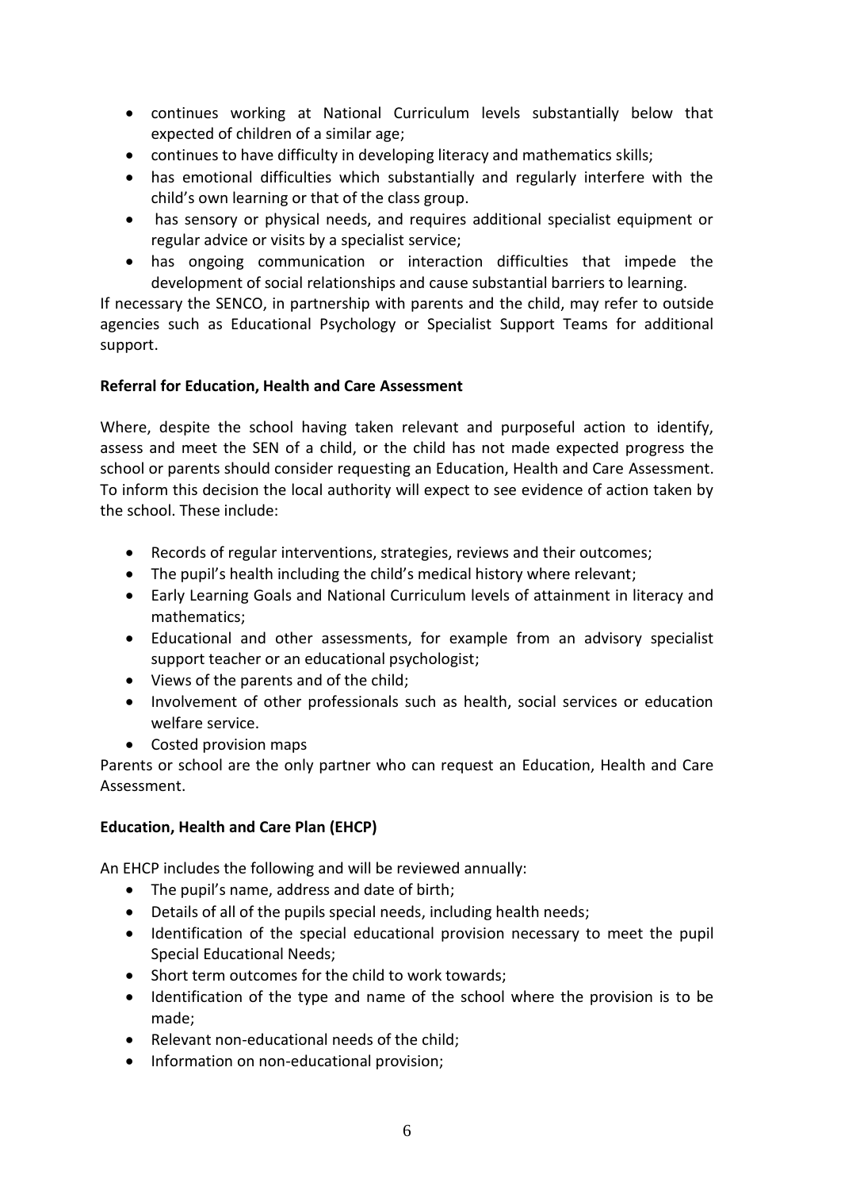- continues working at National Curriculum levels substantially below that expected of children of a similar age;
- continues to have difficulty in developing literacy and mathematics skills;
- has emotional difficulties which substantially and regularly interfere with the child's own learning or that of the class group.
- has sensory or physical needs, and requires additional specialist equipment or regular advice or visits by a specialist service;
- has ongoing communication or interaction difficulties that impede the development of social relationships and cause substantial barriers to learning.

If necessary the SENCO, in partnership with parents and the child, may refer to outside agencies such as Educational Psychology or Specialist Support Teams for additional support.

**Referral for Education, Health and Care Assessment**

Where, despite the school having taken relevant and purposeful action to identify, assess and meet the SEN of a child, or the child has not made expected progress the school or parents should consider requesting an Education, Health and Care Assessment. To inform this decision the local authority will expect to see evidence of action taken by the school. These include:

- Records of regular interventions, strategies, reviews and their outcomes;
- The pupil's health including the child's medical history where relevant;
- Early Learning Goals and National Curriculum levels of attainment in literacy and mathematics;
- Educational and other assessments, for example from an advisory specialist support teacher or an educational psychologist;
- Views of the parents and of the child;
- Involvement of other professionals such as health, social services or education welfare service.
- Costed provision maps

Parents or school are the only partner who can request an Education, Health and Care Assessment.

**Education, Health and Care Plan (EHCP)**

An EHCP includes the following and will be reviewed annually:

- The pupil's name, address and date of birth;
- Details of all of the pupils special needs, including health needs;
- Identification of the special educational provision necessary to meet the pupil Special Educational Needs;
- Short term outcomes for the child to work towards;
- Identification of the type and name of the school where the provision is to be made;
- Relevant non-educational needs of the child;
- Information on non-educational provision;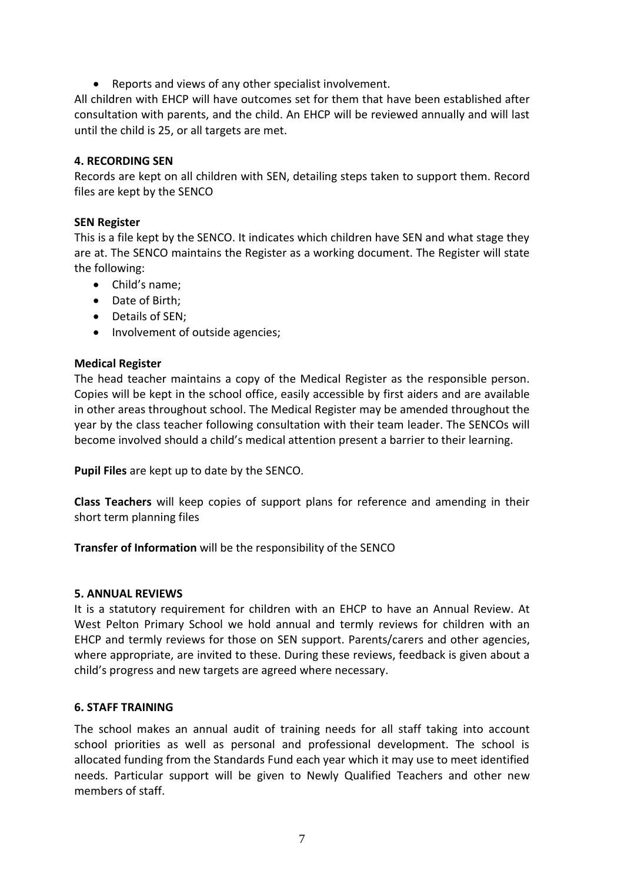- Reports and views of any other specialist involvement.

All children with EHCP will have outcomes set for them that have been established after consultation with parents, and the child. An EHCP will be reviewed annually and will last until the child is 25, or all targets are met.

**4. RECORDING SEN**

Records are kept on all children with SEN, detailing steps taken to support them. Record files are kept by the SENCO

**SEN Register**

This is a file kept by the SENCO. It indicates which children have SEN and what stage they are at. The SENCO maintains the Register as a working document. The Register will state the following:

- Child's name;
- Date of Birth;
- Details of SEN;
- Involvement of outside agencies;

**Medical Register**

The head teacher maintains a copy of the Medical Register as the responsible person. Copies will be kept in the school office, easily accessible by first aiders and are available in other areas throughout school. The Medical Register may be amended throughout the year by the class teacher following consultation with their team leader. The SENCOs will become involved should a child's medical attention present a barrier to their learning.

**Pupil Files** are kept up to date by the SENCO.

**Class Teachers** will keep copies of support plans for reference and amending in their short term planning files

**Transfer of Information** will be the responsibility of the SENCO

**5. ANNUAL REVIEWS**

It is a statutory requirement for children with an EHCP to have an Annual Review. At West Pelton Primary School we hold annual and termly reviews for children with an EHCP and termly reviews for those on SEN support. Parents/carers and other agencies, where appropriate, are invited to these. During these reviews, feedback is given about a child's progress and new targets are agreed where necessary.

**6. STAFF TRAINING**

The school makes an annual audit of training needs for all staff taking into account school priorities as well as personal and professional development. The school is allocated funding from the Standards Fund each year which it may use to meet identified needs. Particular support will be given to Newly Qualified Teachers and other new members of staff.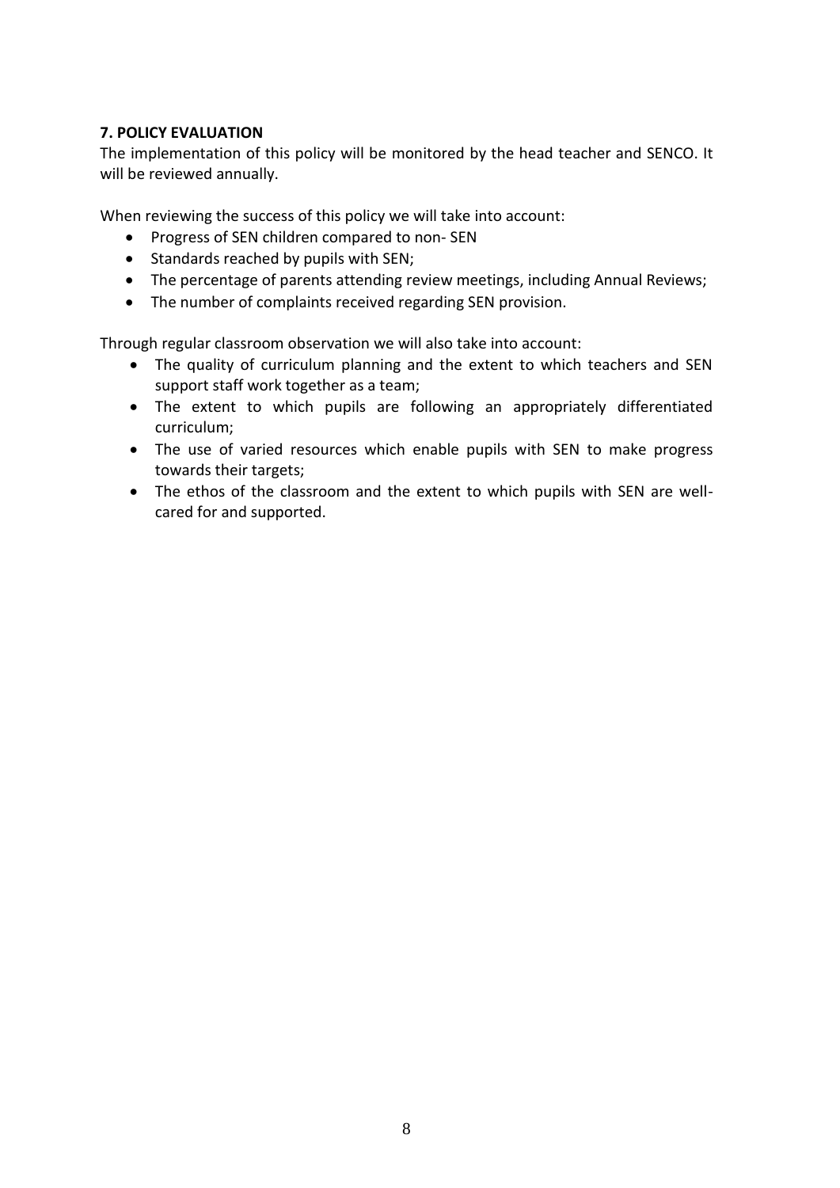**7. POLICY EVALUATION**

The implementation of this policy will be monitored by the head teacher and SENCO. It will be reviewed annually.

When reviewing the success of this policy we will take into account:

- Progress of SEN children compared to non- SEN
- Standards reached by pupils with SEN;
- The percentage of parents attending review meetings, including Annual Reviews;
- The number of complaints received regarding SEN provision.

Through regular classroom observation we will also take into account:

- The quality of curriculum planning and the extent to which teachers and SEN support staff work together as a team;
- The extent to which pupils are following an appropriately differentiated curriculum;
- The use of varied resources which enable pupils with SEN to make progress towards their targets;
- The ethos of the classroom and the extent to which pupils with SEN are well-cared for and supported.